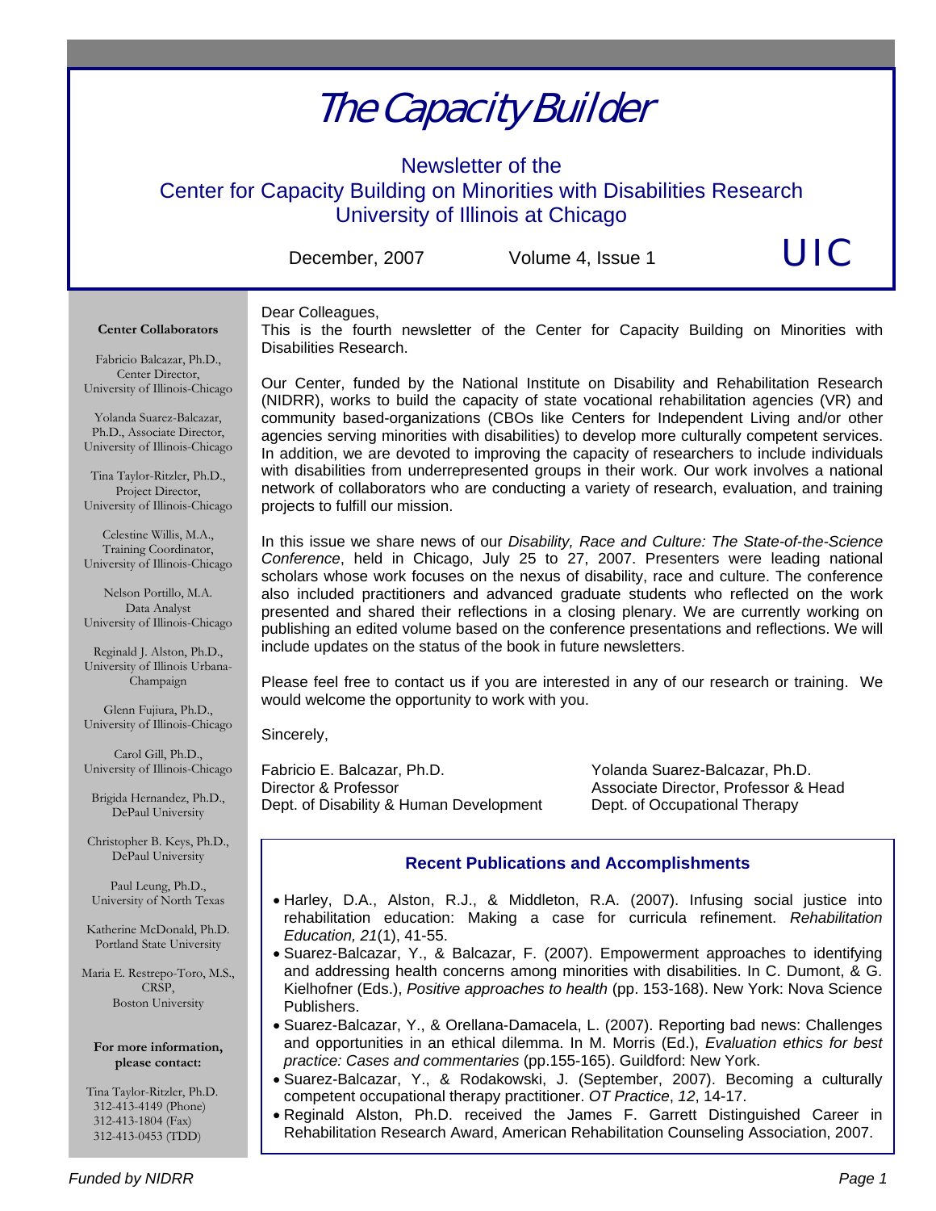# The Capacity Builder

Newsletter of the
Center for Capacity Building on Minorities with Disabilities Research
University of Illinois at Chicago

December, 2007 Volume 4, Issue 1 UIC

Dear Colleagues,

This is the fourth newsletter of the Center for Capacity Building on Minorities with Disabilities Research.

Our Center, funded by the National Institute on Disability and Rehabilitation Research (NIDRR), works to build the capacity of state vocational rehabilitation agencies (VR) and community based-organizations (CBOs like Centers for Independent Living and/or other agencies serving minorities with disabilities) to develop more culturally competent services. In addition, we are devoted to improving the capacity of researchers to include individuals with disabilities from underrepresented groups in their work. Our work involves a national network of collaborators who are conducting a variety of research, evaluation, and training projects to fulfill our mission.

In this issue we share news of our *Disability, Race and Culture: The State-of-the-Science Conference*, held in Chicago, July 25 to 27, 2007. Presenters were leading national scholars whose work focuses on the nexus of disability, race and culture. The conference also included practitioners and advanced graduate students who reflected on the work presented and shared their reflections in a closing plenary. We are currently working on publishing an edited volume based on the conference presentations and reflections. We will include updates on the status of the book in future newsletters.

Please feel free to contact us if you are interested in any of our research or training. We would welcome the opportunity to work with you.

Sincerely,

Fabricio E. Balcazar, Ph.D.
Director & Professor
Dept. of Disability & Human Development

Yolanda Suarez-Balcazar, Ph.D.
Associate Director, Professor & Head
Dept. of Occupational Therapy

## Recent Publications and Accomplishments

- Harley, D.A., Alston, R.J., & Middleton, R.A. (2007). Infusing social justice into rehabilitation education: Making a case for curricula refinement. *Rehabilitation Education, 21*(1), 41-55.
- Suarez-Balcazar, Y., & Balcazar, F. (2007). Empowerment approaches to identifying and addressing health concerns among minorities with disabilities. In C. Dumont, & G. Kielhofner (Eds.), *Positive approaches to health* (pp. 153-168). New York: Nova Science Publishers.
- Suarez-Balcazar, Y., & Orellana-Damacela, L. (2007). Reporting bad news: Challenges and opportunities in an ethical dilemma. In M. Morris (Ed.), *Evaluation ethics for best practice: Cases and commentaries* (pp.155-165). Guildford: New York.
- Suarez-Balcazar, Y., & Rodakowski, J. (September, 2007). Becoming a culturally competent occupational therapy practitioner. *OT Practice*, *12*, 14-17.
- Reginald Alston, Ph.D. received the James F. Garrett Distinguished Career in Rehabilitation Research Award, American Rehabilitation Counseling Association, 2007.

**Center Collaborators**

Fabricio Balcazar, Ph.D., Center Director, University of Illinois-Chicago

Yolanda Suarez-Balcazar, Ph.D., Associate Director, University of Illinois-Chicago

Tina Taylor-Ritzler, Ph.D., Project Director, University of Illinois-Chicago

Celestine Willis, M.A., Training Coordinator, University of Illinois-Chicago

Nelson Portillo, M.A. Data Analyst University of Illinois-Chicago

Reginald J. Alston, Ph.D., University of Illinois Urbana-Champaign

Glenn Fujiura, Ph.D., University of Illinois-Chicago

Carol Gill, Ph.D., University of Illinois-Chicago

Brigida Hernandez, Ph.D., DePaul University

Christopher B. Keys, Ph.D., DePaul University

Paul Leung, Ph.D., University of North Texas

Katherine McDonald, Ph.D. Portland State University

Maria E. Restrepo-Toro, M.S., CRSP, Boston University

**For more information, please contact:**

Tina Taylor-Ritzler, Ph.D.
312-413-4149 (Phone)
312-413-1804 (Fax)
312-413-0453 (TDD)

*Funded by NIDRR*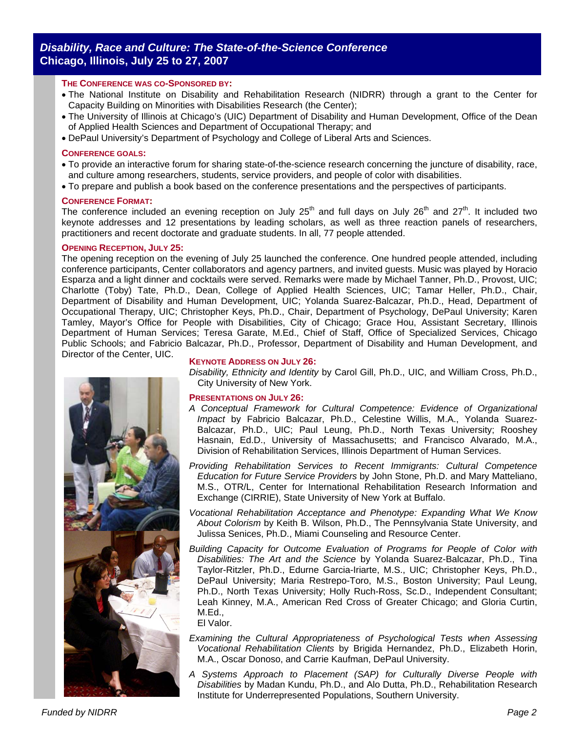# *Disability, Race and Culture: The State-of-the-Science Conference*
# Chicago, Illinois, July 25 to 27, 2007

### The Conference was co-Sponsored by:

- The National Institute on Disability and Rehabilitation Research (NIDRR) through a grant to the Center for Capacity Building on Minorities with Disabilities Research (the Center);
- The University of Illinois at Chicago's (UIC) Department of Disability and Human Development, Office of the Dean of Applied Health Sciences and Department of Occupational Therapy; and
- DePaul University's Department of Psychology and College of Liberal Arts and Sciences.

### Conference Goals:

- To provide an interactive forum for sharing state-of-the-science research concerning the juncture of disability, race, and culture among researchers, students, service providers, and people of color with disabilities.
- To prepare and publish a book based on the conference presentations and the perspectives of participants.

### Conference Format:

The conference included an evening reception on July 25th and full days on July 26th and 27th. It included two keynote addresses and 12 presentations by leading scholars, as well as three reaction panels of researchers, practitioners and recent doctorate and graduate students. In all, 77 people attended.

### Opening Reception, July 25:

The opening reception on the evening of July 25 launched the conference. One hundred people attended, including conference participants, Center collaborators and agency partners, and invited guests. Music was played by Horacio Esparza and a light dinner and cocktails were served. Remarks were made by Michael Tanner, Ph.D., Provost, UIC; Charlotte (Toby) Tate, Ph.D., Dean, College of Applied Health Sciences, UIC; Tamar Heller, Ph.D., Chair, Department of Disability and Human Development, UIC; Yolanda Suarez-Balcazar, Ph.D., Head, Department of Occupational Therapy, UIC; Christopher Keys, Ph.D., Chair, Department of Psychology, DePaul University; Karen Tamley, Mayor's Office for People with Disabilities, City of Chicago; Grace Hou, Assistant Secretary, Illinois Department of Human Services; Teresa Garate, M.Ed., Chief of Staff, Office of Specialized Services, Chicago Public Schools; and Fabricio Balcazar, Ph.D., Professor, Department of Disability and Human Development, and Director of the Center, UIC.

### Keynote Address on July 26:

*Disability, Ethnicity and Identity* by Carol Gill, Ph.D., UIC, and William Cross, Ph.D., City University of New York.

### Presentations on July 26:

*A Conceptual Framework for Cultural Competence: Evidence of Organizational Impact* by Fabricio Balcazar, Ph.D., Celestine Willis, M.A., Yolanda Suarez-Balcazar, Ph.D., UIC; Paul Leung, Ph.D., North Texas University; Rooshey Hasnain, Ed.D., University of Massachusetts; and Francisco Alvarado, M.A., Division of Rehabilitation Services, Illinois Department of Human Services.

*Providing Rehabilitation Services to Recent Immigrants: Cultural Competence Education for Future Service Providers* by John Stone, Ph.D. and Mary Matteliano, M.S., OTR/L, Center for International Rehabilitation Research Information and Exchange (CIRRIE), State University of New York at Buffalo.

*Vocational Rehabilitation Acceptance and Phenotype: Expanding What We Know About Colorism* by Keith B. Wilson, Ph.D., The Pennsylvania State University, and Julissa Senices, Ph.D., Miami Counseling and Resource Center.

*Building Capacity for Outcome Evaluation of Programs for People of Color with Disabilities: The Art and the Science* by Yolanda Suarez-Balcazar, Ph.D., Tina Taylor-Ritzler, Ph.D., Edurne Garcia-Iriarte, M.S., UIC; Christopher Keys, Ph.D., DePaul University; Maria Restrepo-Toro, M.S., Boston University; Paul Leung, Ph.D., North Texas University; Holly Ruch-Ross, Sc.D., Independent Consultant; Leah Kinney, M.A., American Red Cross of Greater Chicago; and Gloria Curtin, M.Ed., El Valor.

*Examining the Cultural Appropriateness of Psychological Tests when Assessing Vocational Rehabilitation Clients* by Brigida Hernandez, Ph.D., Elizabeth Horin, M.A., Oscar Donoso, and Carrie Kaufman, DePaul University.

*A Systems Approach to Placement (SAP) for Culturally Diverse People with Disabilities* by Madan Kundu, Ph.D., and Alo Dutta, Ph.D., Rehabilitation Research Institute for Underrepresented Populations, Southern University.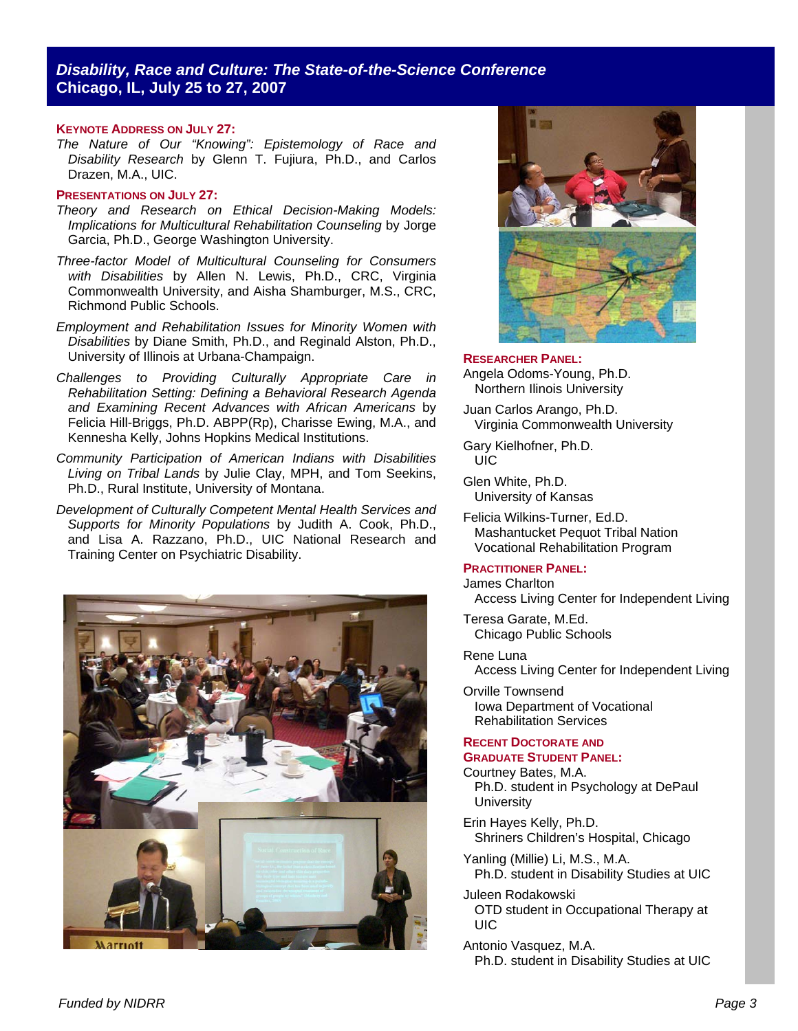## *Disability, Race and Culture: The State-of-the-Science Conference*
## Chicago, IL, July 25 to 27, 2007

### KEYNOTE ADDRESS ON JULY 27:

*The Nature of Our "Knowing": Epistemology of Race and Disability Research* by Glenn T. Fujiura, Ph.D., and Carlos Drazen, M.A., UIC.

### PRESENTATIONS ON JULY 27:

*Theory and Research on Ethical Decision-Making Models: Implications for Multicultural Rehabilitation Counseling* by Jorge Garcia, Ph.D., George Washington University.

*Three-factor Model of Multicultural Counseling for Consumers with Disabilities* by Allen N. Lewis, Ph.D., CRC, Virginia Commonwealth University, and Aisha Shamburger, M.S., CRC, Richmond Public Schools.

*Employment and Rehabilitation Issues for Minority Women with Disabilities* by Diane Smith, Ph.D., and Reginald Alston, Ph.D., University of Illinois at Urbana-Champaign.

*Challenges to Providing Culturally Appropriate Care in Rehabilitation Setting: Defining a Behavioral Research Agenda and Examining Recent Advances with African Americans* by Felicia Hill-Briggs, Ph.D. ABPP(Rp), Charisse Ewing, M.A., and Kennesha Kelly, Johns Hopkins Medical Institutions.

*Community Participation of American Indians with Disabilities Living on Tribal Lands* by Julie Clay, MPH, and Tom Seekins, Ph.D., Rural Institute, University of Montana.

*Development of Culturally Competent Mental Health Services and Supports for Minority Populations* by Judith A. Cook, Ph.D., and Lisa A. Razzano, Ph.D., UIC National Research and Training Center on Psychiatric Disability.

### RESEARCHER PANEL:

Angela Odoms-Young, Ph.D.
Northern Ilinois University

Juan Carlos Arango, Ph.D.
Virginia Commonwealth University

Gary Kielhofner, Ph.D.
UIC

Glen White, Ph.D.
University of Kansas

Felicia Wilkins-Turner, Ed.D.
Mashantucket Pequot Tribal Nation Vocational Rehabilitation Program

### PRACTITIONER PANEL:

James Charlton
Access Living Center for Independent Living

Teresa Garate, M.Ed.
Chicago Public Schools

Rene Luna
Access Living Center for Independent Living

Orville Townsend
Iowa Department of Vocational Rehabilitation Services

### RECENT DOCTORATE AND GRADUATE STUDENT PANEL:

Courtney Bates, M.A.
Ph.D. student in Psychology at DePaul University

Erin Hayes Kelly, Ph.D.
Shriners Children's Hospital, Chicago

Yanling (Millie) Li, M.S., M.A.
Ph.D. student in Disability Studies at UIC

Juleen Rodakowski
OTD student in Occupational Therapy at UIC

Antonio Vasquez, M.A.
Ph.D. student in Disability Studies at UIC

*Funded by NIDRR*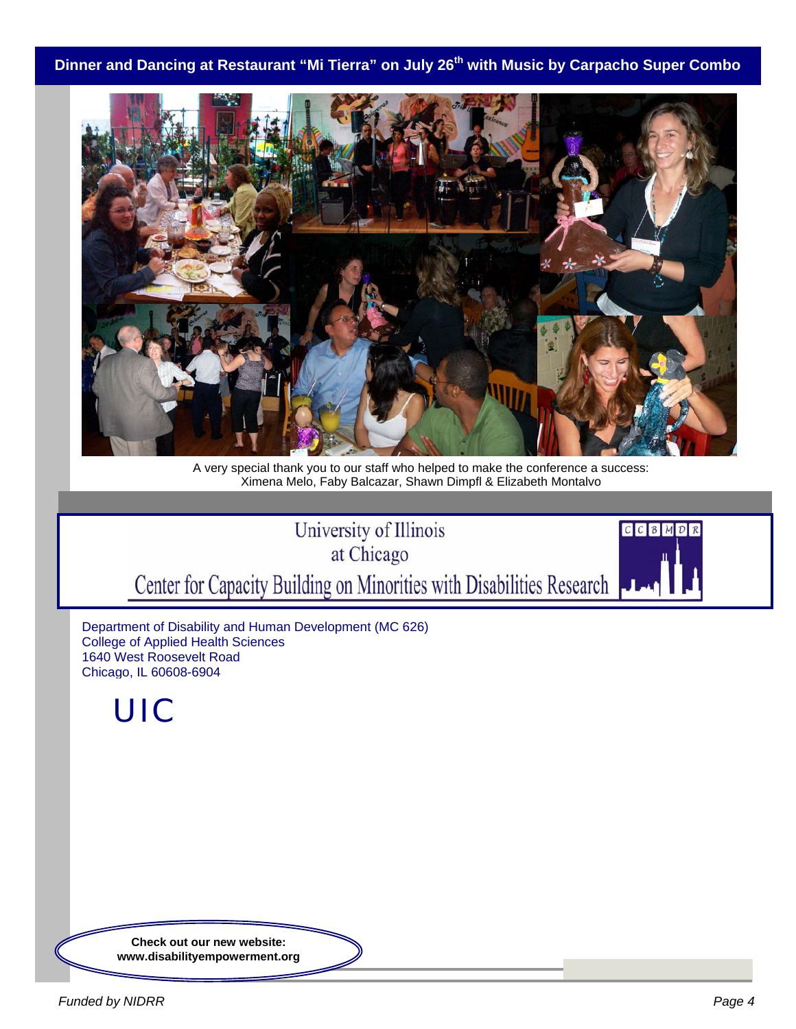## Dinner and Dancing at Restaurant "Mi Tierra" on July 26th with Music by Carpacho Super Combo

A very special thank you to our staff who helped to make the conference a success:
Ximena Melo, Faby Balcazar, Shawn Dimpfl & Elizabeth Montalvo

University of Illinois
at Chicago

Center for Capacity Building on Minorities with Disabilities Research

CCBMDR

Department of Disability and Human Development (MC 626)
College of Applied Health Sciences
1640 West Roosevelt Road
Chicago, IL 60608-6904

UIC

**Check out our new website:**
**www.disabilityempowerment.org**

*Funded by NIDRR*